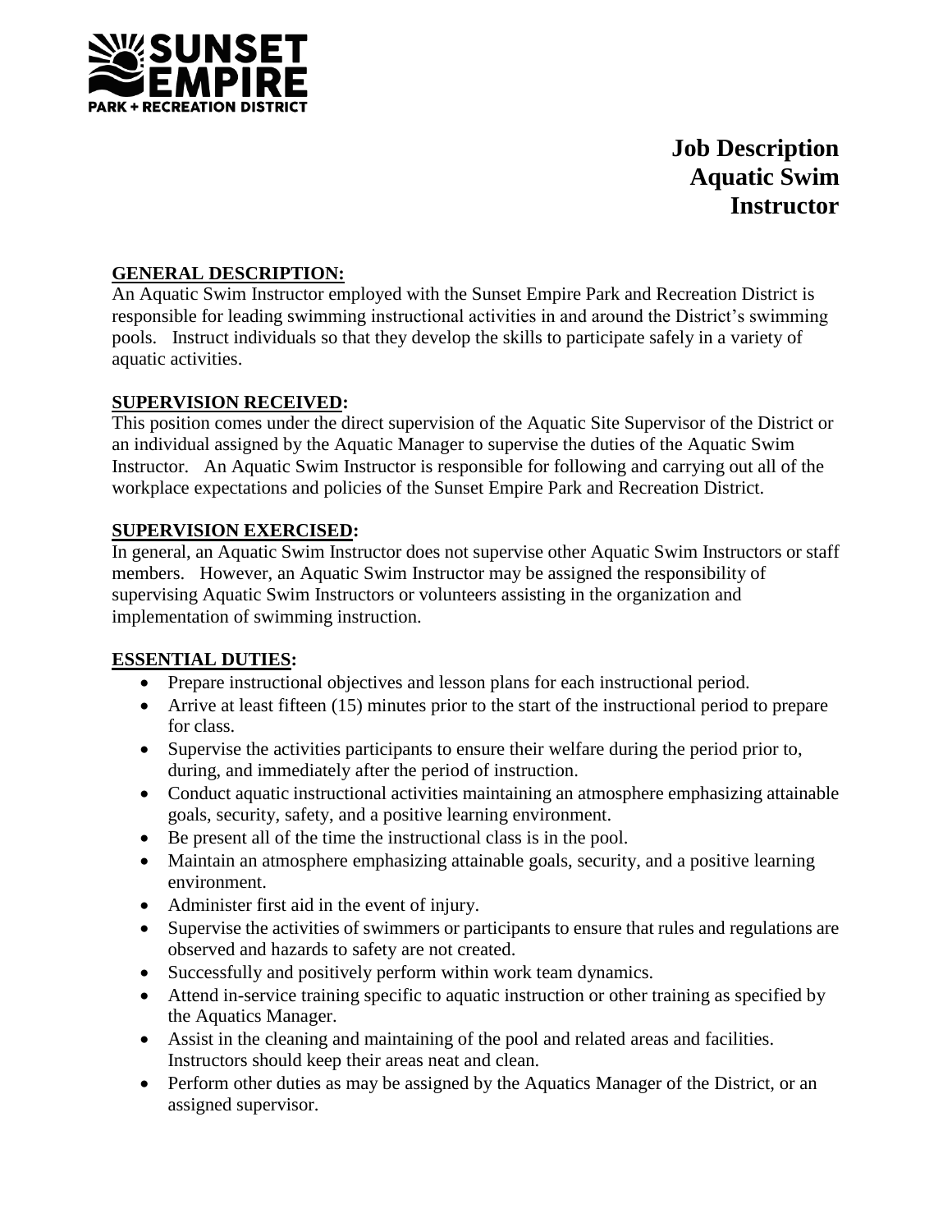SUNSET EMPIRE
PARK + RECREATION DISTRICT

# Job Description
# Aquatic Swim Instructor

## GENERAL DESCRIPTION:

An Aquatic Swim Instructor employed with the Sunset Empire Park and Recreation District is responsible for leading swimming instructional activities in and around the District's swimming pools. Instruct individuals so that they develop the skills to participate safely in a variety of aquatic activities.

## SUPERVISION RECEIVED:

This position comes under the direct supervision of the Aquatic Site Supervisor of the District or an individual assigned by the Aquatic Manager to supervise the duties of the Aquatic Swim Instructor. An Aquatic Swim Instructor is responsible for following and carrying out all of the workplace expectations and policies of the Sunset Empire Park and Recreation District.

## SUPERVISION EXERCISED:

In general, an Aquatic Swim Instructor does not supervise other Aquatic Swim Instructors or staff members. However, an Aquatic Swim Instructor may be assigned the responsibility of supervising Aquatic Swim Instructors or volunteers assisting in the organization and implementation of swimming instruction.

## ESSENTIAL DUTIES:

- Prepare instructional objectives and lesson plans for each instructional period.
- Arrive at least fifteen (15) minutes prior to the start of the instructional period to prepare for class.
- Supervise the activities participants to ensure their welfare during the period prior to, during, and immediately after the period of instruction.
- Conduct aquatic instructional activities maintaining an atmosphere emphasizing attainable goals, security, safety, and a positive learning environment.
- Be present all of the time the instructional class is in the pool.
- Maintain an atmosphere emphasizing attainable goals, security, and a positive learning environment.
- Administer first aid in the event of injury.
- Supervise the activities of swimmers or participants to ensure that rules and regulations are observed and hazards to safety are not created.
- Successfully and positively perform within work team dynamics.
- Attend in-service training specific to aquatic instruction or other training as specified by the Aquatics Manager.
- Assist in the cleaning and maintaining of the pool and related areas and facilities. Instructors should keep their areas neat and clean.
- Perform other duties as may be assigned by the Aquatics Manager of the District, or an assigned supervisor.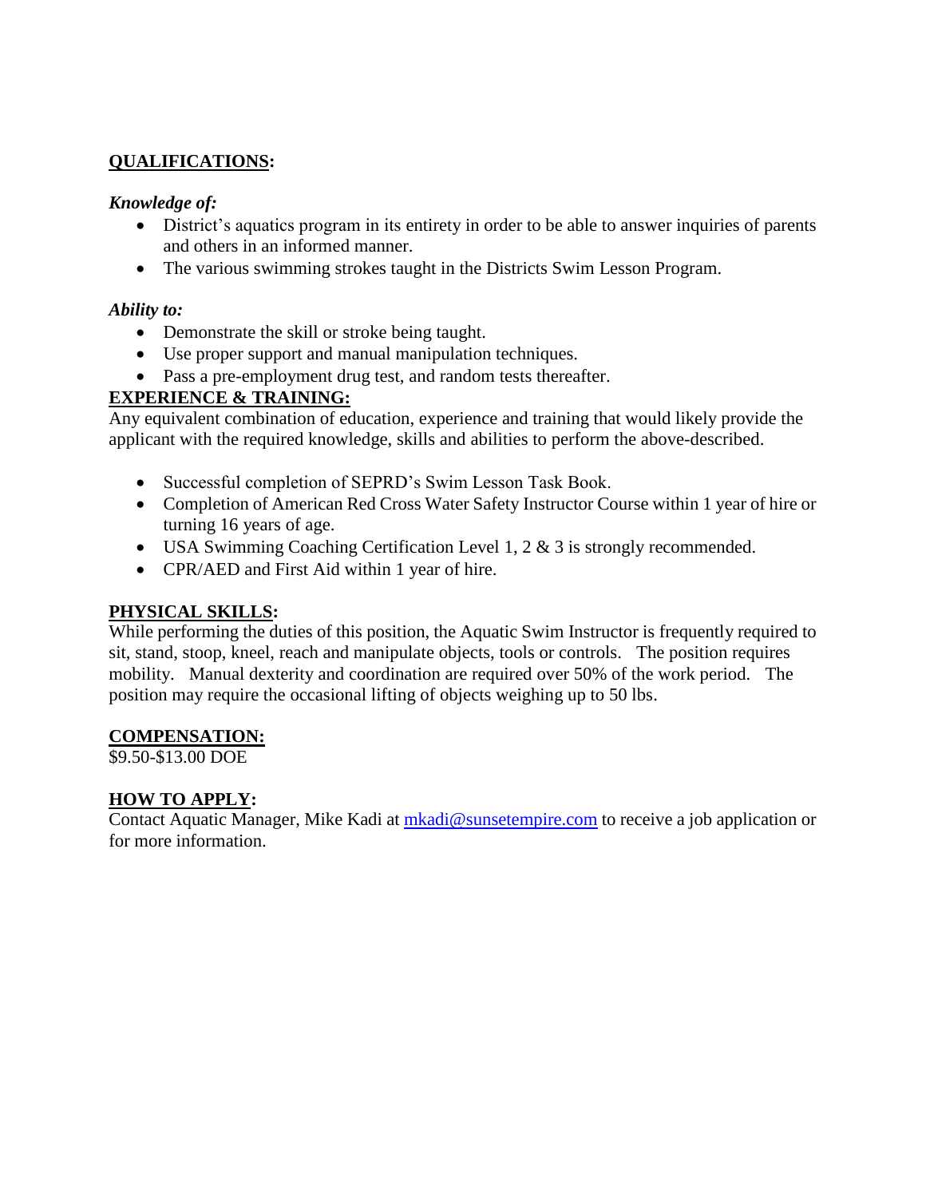## QUALIFICATIONS:

***Knowledge of:***

- District's aquatics program in its entirety in order to be able to answer inquiries of parents and others in an informed manner.
- The various swimming strokes taught in the Districts Swim Lesson Program.

***Ability to:***

- Demonstrate the skill or stroke being taught.
- Use proper support and manual manipulation techniques.
- Pass a pre-employment drug test, and random tests thereafter.

## EXPERIENCE & TRAINING:

Any equivalent combination of education, experience and training that would likely provide the applicant with the required knowledge, skills and abilities to perform the above-described.

- Successful completion of SEPRD's Swim Lesson Task Book.
- Completion of American Red Cross Water Safety Instructor Course within 1 year of hire or turning 16 years of age.
- USA Swimming Coaching Certification Level 1, 2 & 3 is strongly recommended.
- CPR/AED and First Aid within 1 year of hire.

## PHYSICAL SKILLS:

While performing the duties of this position, the Aquatic Swim Instructor is frequently required to sit, stand, stoop, kneel, reach and manipulate objects, tools or controls. The position requires mobility. Manual dexterity and coordination are required over 50% of the work period. The position may require the occasional lifting of objects weighing up to 50 lbs.

## COMPENSATION:

$9.50-$13.00 DOE

## HOW TO APPLY:

Contact Aquatic Manager, Mike Kadi at mkadi@sunsetempire.com to receive a job application or for more information.